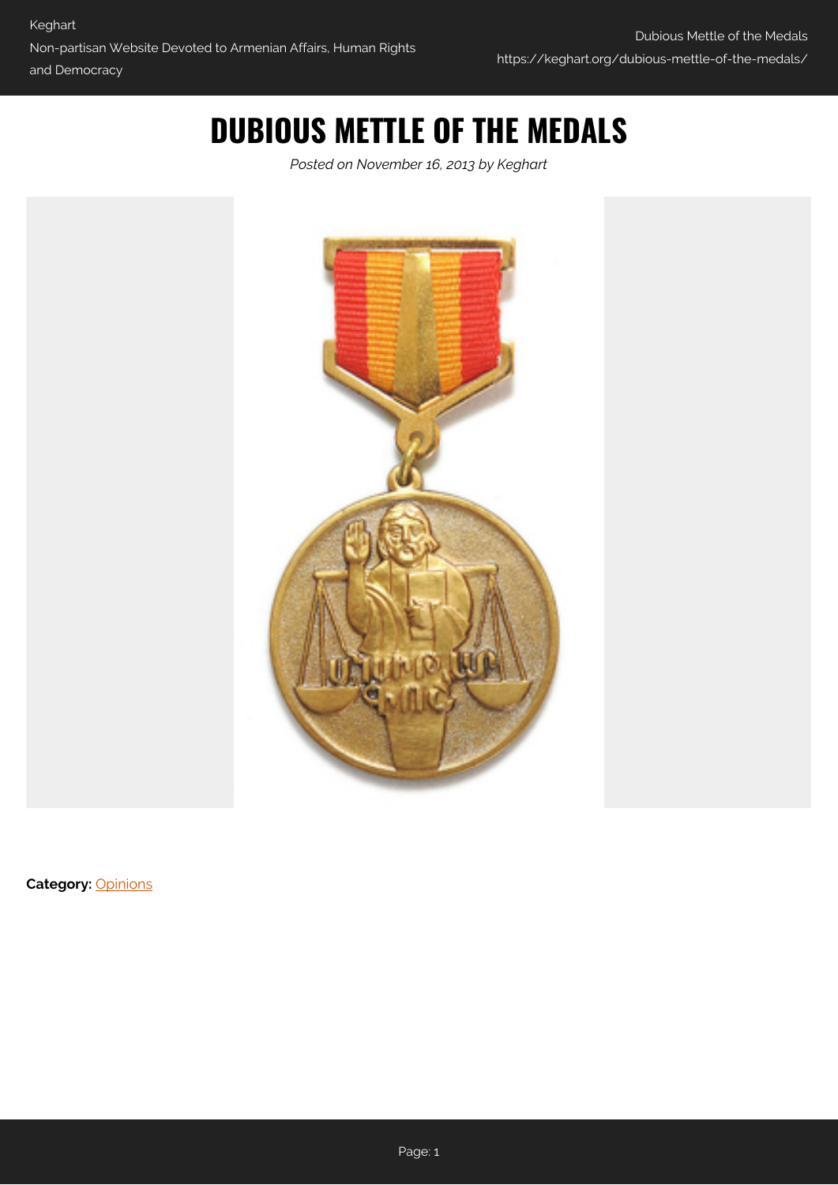# DUBIOUS METTLE OF THE MEDALS

*Posted on November 16, 2013 by Keghart*

**Category:** Opinions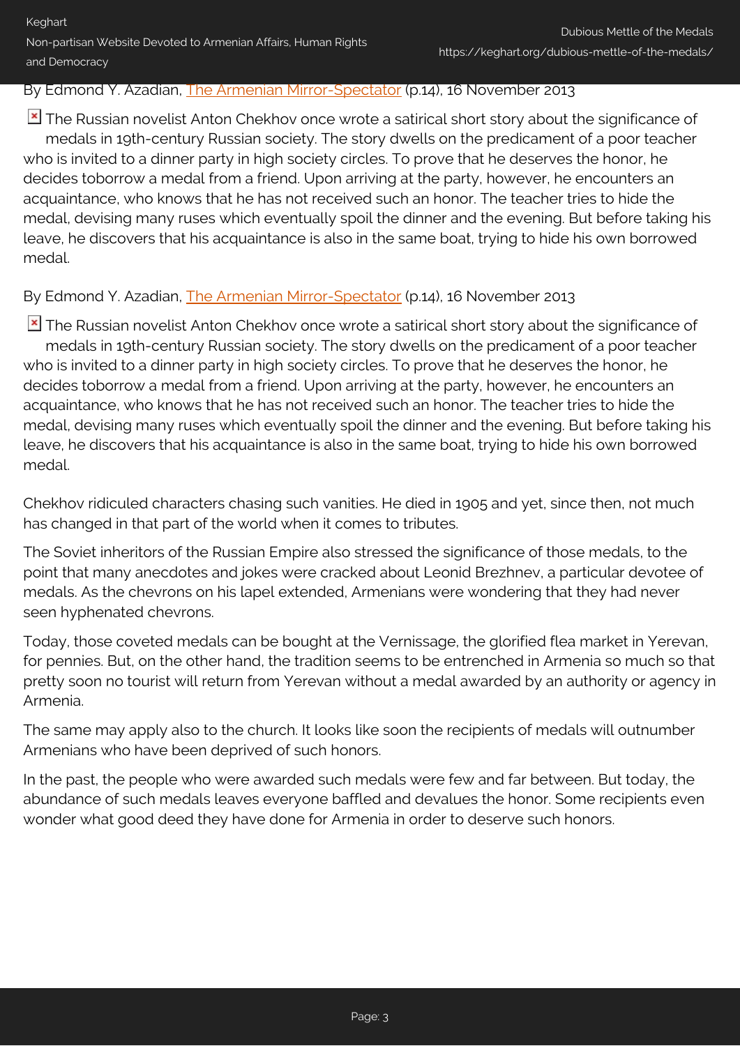By Edmond Y. Azadian, The Armenian Mirror-Spectator (p.14), 16 November 2013

The Russian novelist Anton Chekhov once wrote a satirical short story about the significance of medals in 19th-century Russian society. The story dwells on the predicament of a poor teacher who is invited to a dinner party in high society circles. To prove that he deserves the honor, he decides toborrow a medal from a friend. Upon arriving at the party, however, he encounters an acquaintance, who knows that he has not received such an honor. The teacher tries to hide the medal, devising many ruses which eventually spoil the dinner and the evening. But before taking his leave, he discovers that his acquaintance is also in the same boat, trying to hide his own borrowed medal.

By Edmond Y. Azadian, The Armenian Mirror-Spectator (p.14), 16 November 2013

The Russian novelist Anton Chekhov once wrote a satirical short story about the significance of medals in 19th-century Russian society. The story dwells on the predicament of a poor teacher who is invited to a dinner party in high society circles. To prove that he deserves the honor, he decides toborrow a medal from a friend. Upon arriving at the party, however, he encounters an acquaintance, who knows that he has not received such an honor. The teacher tries to hide the medal, devising many ruses which eventually spoil the dinner and the evening. But before taking his leave, he discovers that his acquaintance is also in the same boat, trying to hide his own borrowed medal.

Chekhov ridiculed characters chasing such vanities. He died in 1905 and yet, since then, not much has changed in that part of the world when it comes to tributes.

The Soviet inheritors of the Russian Empire also stressed the significance of those medals, to the point that many anecdotes and jokes were cracked about Leonid Brezhnev, a particular devotee of medals. As the chevrons on his lapel extended, Armenians were wondering that they had never seen hyphenated chevrons.

Today, those coveted medals can be bought at the Vernissage, the glorified flea market in Yerevan, for pennies. But, on the other hand, the tradition seems to be entrenched in Armenia so much so that pretty soon no tourist will return from Yerevan without a medal awarded by an authority or agency in Armenia.

The same may apply also to the church. It looks like soon the recipients of medals will outnumber Armenians who have been deprived of such honors.

In the past, the people who were awarded such medals were few and far between. But today, the abundance of such medals leaves everyone baffled and devalues the honor. Some recipients even wonder what good deed they have done for Armenia in order to deserve such honors.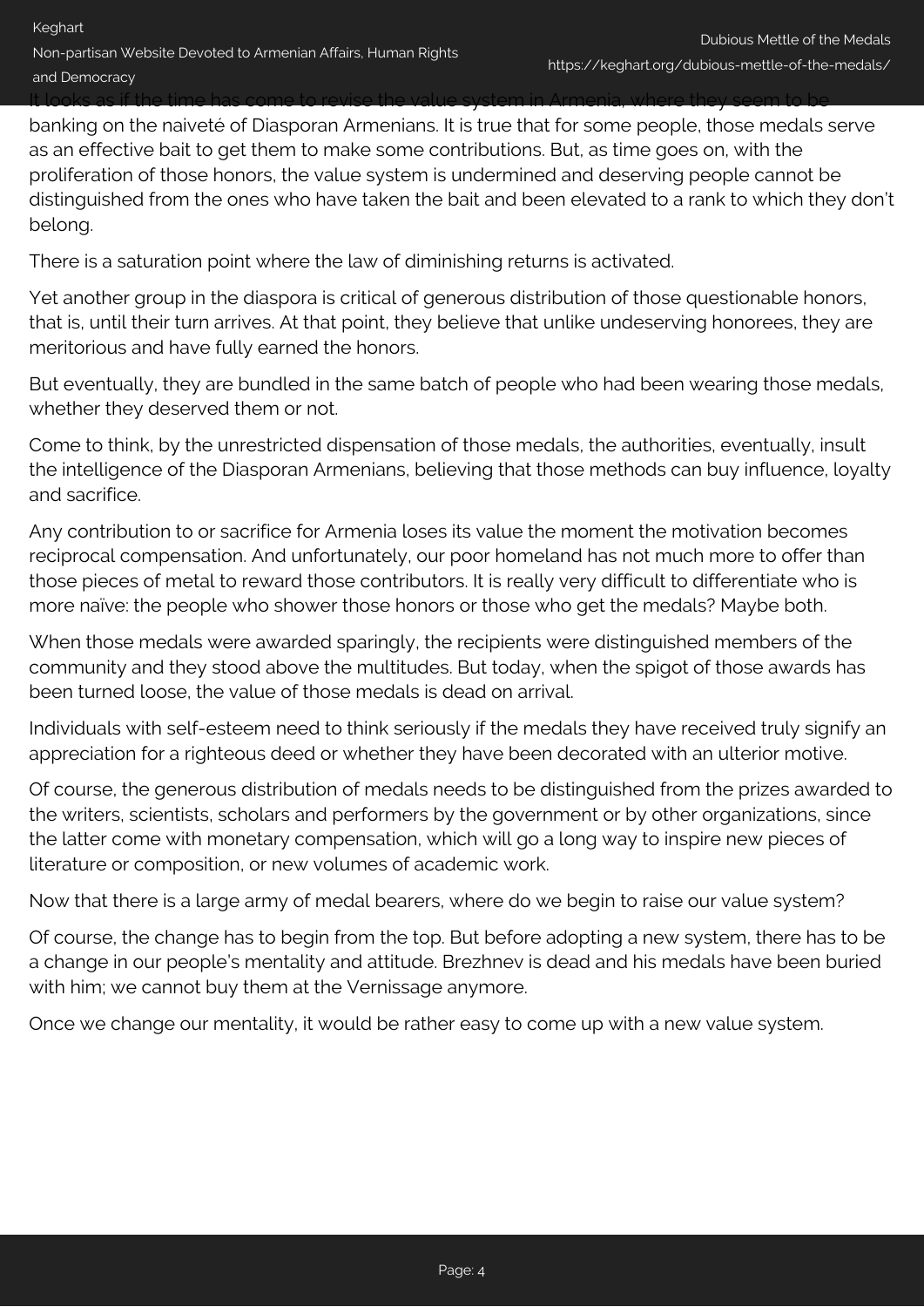It looks as if the time has come to revise the value system in Armenia, where they seem to be banking on the naiveté of Diasporan Armenians. It is true that for some people, those medals serve as an effective bait to get them to make some contributions. But, as time goes on, with the proliferation of those honors, the value system is undermined and deserving people cannot be distinguished from the ones who have taken the bait and been elevated to a rank to which they don't belong.

There is a saturation point where the law of diminishing returns is activated.

Yet another group in the diaspora is critical of generous distribution of those questionable honors, that is, until their turn arrives. At that point, they believe that unlike undeserving honorees, they are meritorious and have fully earned the honors.

But eventually, they are bundled in the same batch of people who had been wearing those medals, whether they deserved them or not.

Come to think, by the unrestricted dispensation of those medals, the authorities, eventually, insult the intelligence of the Diasporan Armenians, believing that those methods can buy influence, loyalty and sacrifice.

Any contribution to or sacrifice for Armenia loses its value the moment the motivation becomes reciprocal compensation. And unfortunately, our poor homeland has not much more to offer than those pieces of metal to reward those contributors. It is really very difficult to differentiate who is more naïve: the people who shower those honors or those who get the medals? Maybe both.

When those medals were awarded sparingly, the recipients were distinguished members of the community and they stood above the multitudes. But today, when the spigot of those awards has been turned loose, the value of those medals is dead on arrival.

Individuals with self-esteem need to think seriously if the medals they have received truly signify an appreciation for a righteous deed or whether they have been decorated with an ulterior motive.

Of course, the generous distribution of medals needs to be distinguished from the prizes awarded to the writers, scientists, scholars and performers by the government or by other organizations, since the latter come with monetary compensation, which will go a long way to inspire new pieces of literature or composition, or new volumes of academic work.

Now that there is a large army of medal bearers, where do we begin to raise our value system?

Of course, the change has to begin from the top. But before adopting a new system, there has to be a change in our people's mentality and attitude. Brezhnev is dead and his medals have been buried with him; we cannot buy them at the Vernissage anymore.

Once we change our mentality, it would be rather easy to come up with a new value system.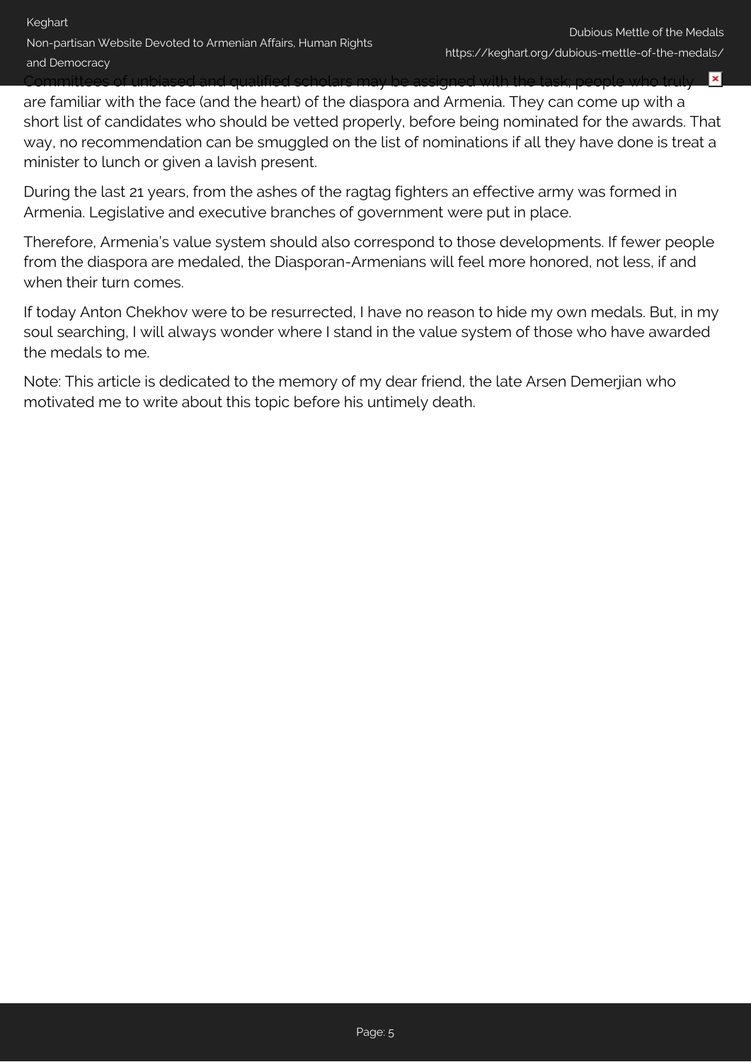Committees of unbiased and qualified scholars may be assigned with the task; people who truly are familiar with the face (and the heart) of the diaspora and Armenia. They can come up with a short list of candidates who should be vetted properly, before being nominated for the awards. That way, no recommendation can be smuggled on the list of nominations if all they have done is treat a minister to lunch or given a lavish present.

During the last 21 years, from the ashes of the ragtag fighters an effective army was formed in Armenia. Legislative and executive branches of government were put in place.

Therefore, Armenia's value system should also correspond to those developments. If fewer people from the diaspora are medaled, the Diasporan-Armenians will feel more honored, not less, if and when their turn comes.

If today Anton Chekhov were to be resurrected, I have no reason to hide my own medals. But, in my soul searching, I will always wonder where I stand in the value system of those who have awarded the medals to me.

Note: This article is dedicated to the memory of my dear friend, the late Arsen Demerjian who motivated me to write about this topic before his untimely death.